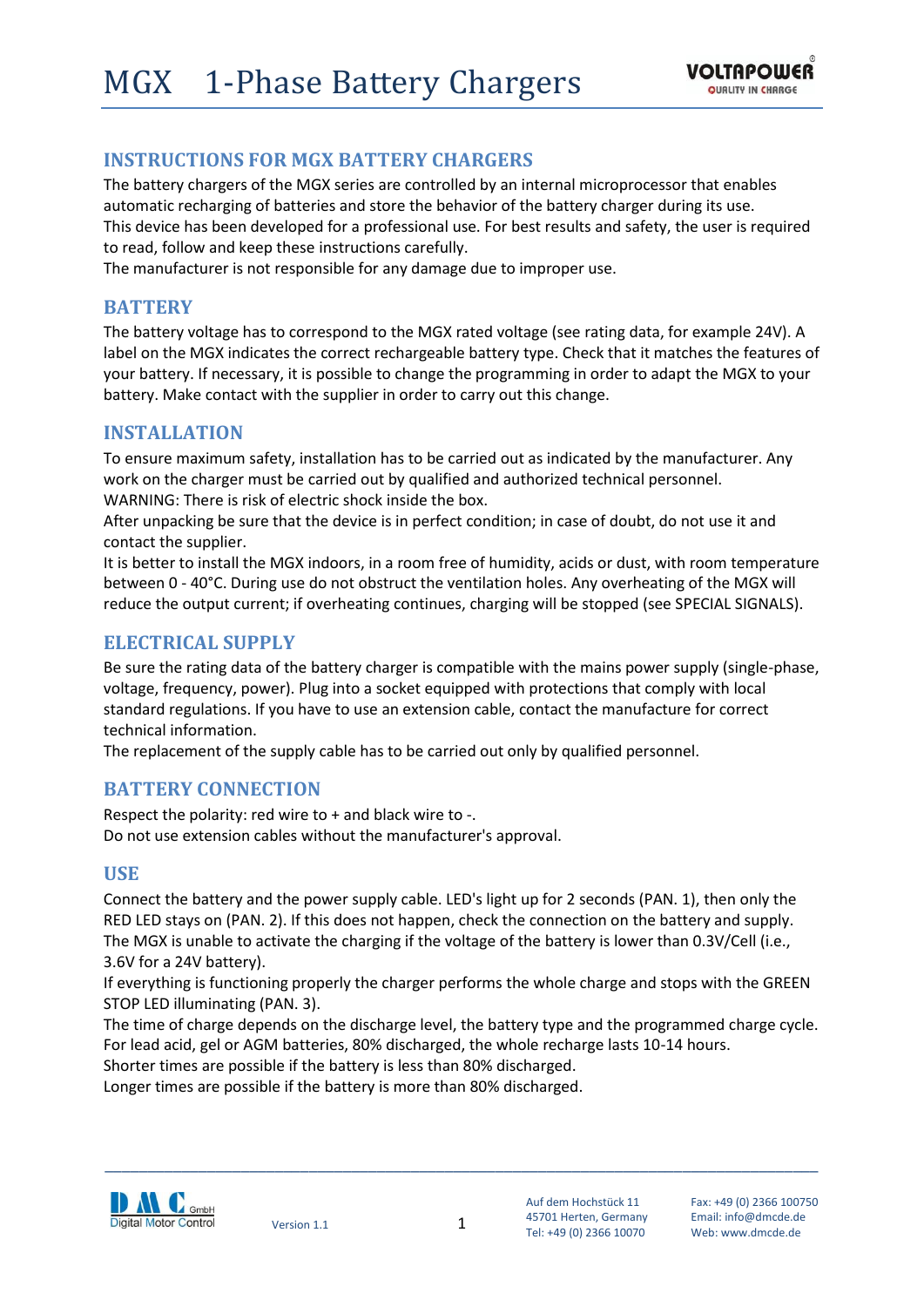# MGX 1-Phase Battery Chargers

## INSTRUCTIONS FOR MGX BATTERY CHARGERS

The battery chargers of the MGX series are controlled by an internal microprocessor that enables automatic recharging of batteries and store the behavior of the battery charger during its use.
This device has been developed for a professional use. For best results and safety, the user is required to read, follow and keep these instructions carefully.
The manufacturer is not responsible for any damage due to improper use.

## BATTERY

The battery voltage has to correspond to the MGX rated voltage (see rating data, for example 24V). A label on the MGX indicates the correct rechargeable battery type. Check that it matches the features of your battery. If necessary, it is possible to change the programming in order to adapt the MGX to your battery. Make contact with the supplier in order to carry out this change.

## INSTALLATION

To ensure maximum safety, installation has to be carried out as indicated by the manufacturer. Any work on the charger must be carried out by qualified and authorized technical personnel.
WARNING: There is risk of electric shock inside the box.
After unpacking be sure that the device is in perfect condition; in case of doubt, do not use it and contact the supplier.
It is better to install the MGX indoors, in a room free of humidity, acids or dust, with room temperature between 0 - 40°C. During use do not obstruct the ventilation holes. Any overheating of the MGX will reduce the output current; if overheating continues, charging will be stopped (see SPECIAL SIGNALS).

## ELECTRICAL SUPPLY

Be sure the rating data of the battery charger is compatible with the mains power supply (single-phase, voltage, frequency, power). Plug into a socket equipped with protections that comply with local standard regulations. If you have to use an extension cable, contact the manufacture for correct technical information.
The replacement of the supply cable has to be carried out only by qualified personnel.

## BATTERY CONNECTION

Respect the polarity: red wire to + and black wire to -.
Do not use extension cables without the manufacturer's approval.

## USE

Connect the battery and the power supply cable. LED's light up for 2 seconds (PAN. 1), then only the RED LED stays on (PAN. 2). If this does not happen, check the connection on the battery and supply.
The MGX is unable to activate the charging if the voltage of the battery is lower than 0.3V/Cell (i.e., 3.6V for a 24V battery).
If everything is functioning properly the charger performs the whole charge and stops with the GREEN STOP LED illuminating (PAN. 3).
The time of charge depends on the discharge level, the battery type and the programmed charge cycle.
For lead acid, gel or AGM batteries, 80% discharged, the whole recharge lasts 10-14 hours.
Shorter times are possible if the battery is less than 80% discharged.
Longer times are possible if the battery is more than 80% discharged.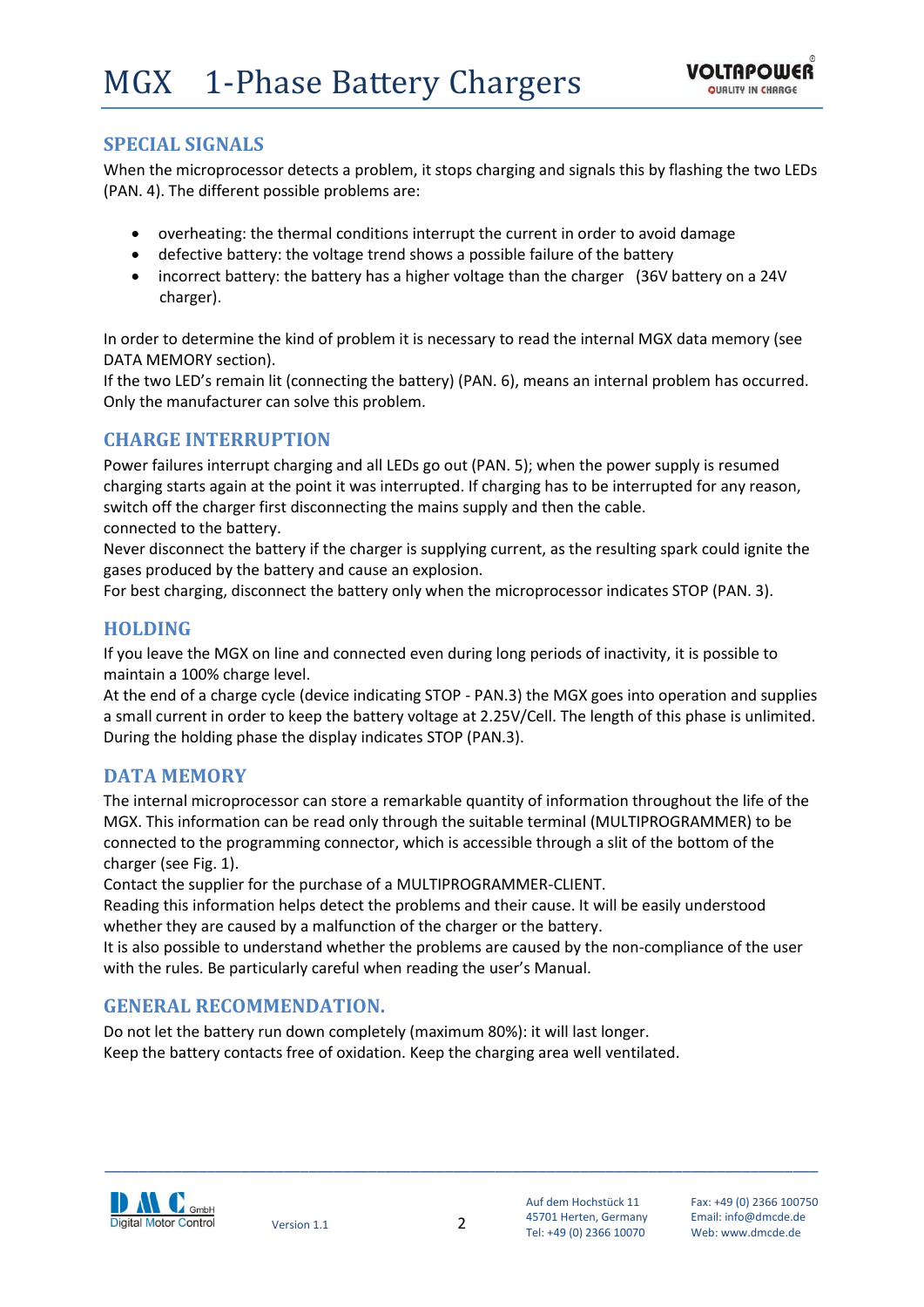## SPECIAL SIGNALS

When the microprocessor detects a problem, it stops charging and signals this by flashing the two LEDs (PAN. 4). The different possible problems are:

- overheating: the thermal conditions interrupt the current in order to avoid damage
- defective battery: the voltage trend shows a possible failure of the battery
- incorrect battery: the battery has a higher voltage than the charger (36V battery on a 24V charger).

In order to determine the kind of problem it is necessary to read the internal MGX data memory (see DATA MEMORY section).
If the two LED's remain lit (connecting the battery) (PAN. 6), means an internal problem has occurred. Only the manufacturer can solve this problem.

## CHARGE INTERRUPTION

Power failures interrupt charging and all LEDs go out (PAN. 5); when the power supply is resumed charging starts again at the point it was interrupted. If charging has to be interrupted for any reason, switch off the charger first disconnecting the mains supply and then the cable.
connected to the battery.
Never disconnect the battery if the charger is supplying current, as the resulting spark could ignite the gases produced by the battery and cause an explosion.
For best charging, disconnect the battery only when the microprocessor indicates STOP (PAN. 3).

## HOLDING

If you leave the MGX on line and connected even during long periods of inactivity, it is possible to maintain a 100% charge level.
At the end of a charge cycle (device indicating STOP - PAN.3) the MGX goes into operation and supplies a small current in order to keep the battery voltage at 2.25V/Cell. The length of this phase is unlimited. During the holding phase the display indicates STOP (PAN.3).

## DATA MEMORY

The internal microprocessor can store a remarkable quantity of information throughout the life of the MGX. This information can be read only through the suitable terminal (MULTIPROGRAMMER) to be connected to the programming connector, which is accessible through a slit of the bottom of the charger (see Fig. 1).
Contact the supplier for the purchase of a MULTIPROGRAMMER-CLIENT.
Reading this information helps detect the problems and their cause. It will be easily understood whether they are caused by a malfunction of the charger or the battery.
It is also possible to understand whether the problems are caused by the non-compliance of the user with the rules. Be particularly careful when reading the user's Manual.

## GENERAL RECOMMENDATION.

Do not let the battery run down completely (maximum 80%): it will last longer.
Keep the battery contacts free of oxidation. Keep the charging area well ventilated.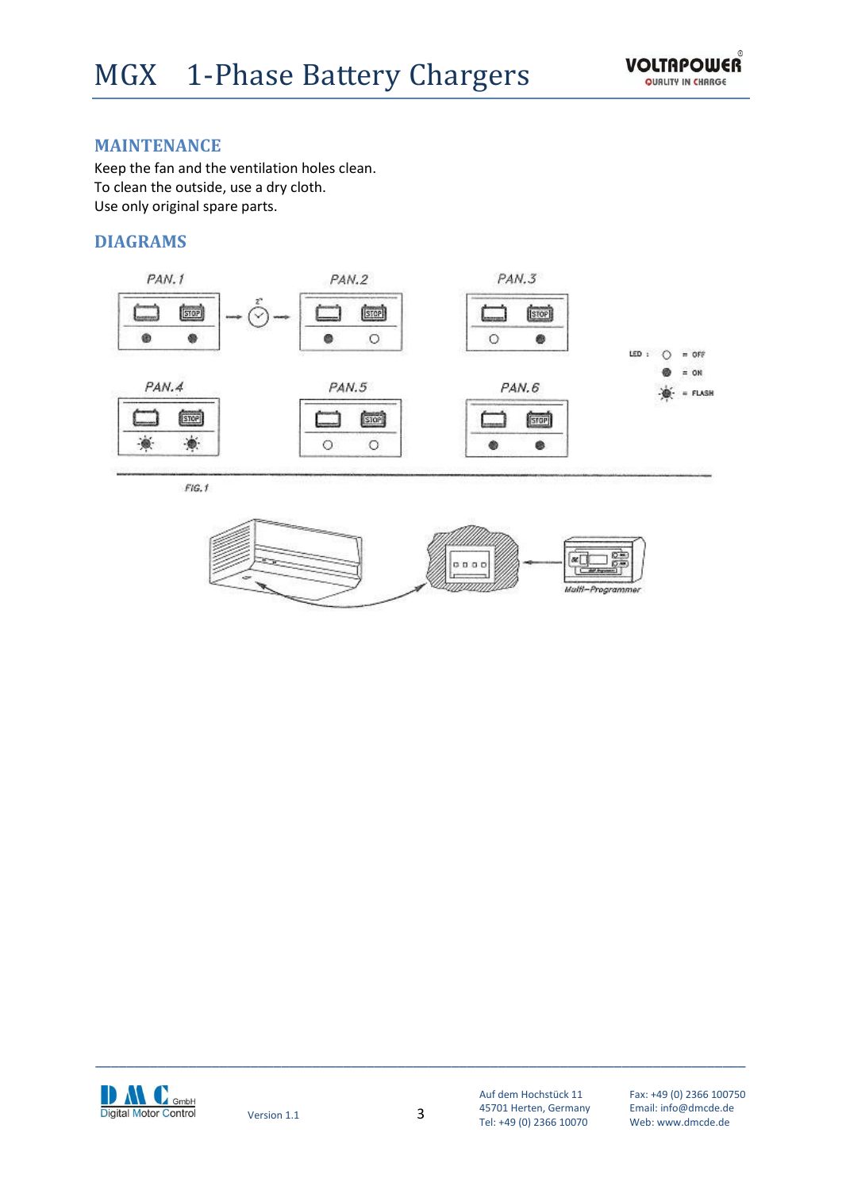## MAINTENANCE

Keep the fan and the ventilation holes clean.
To clean the outside, use a dry cloth.
Use only original spare parts.

## DIAGRAMS

PAN.1 PAN.2 PAN.3

PAN.4 PAN.5 PAN.6

LED : ○ = OFF ● = ON ✹ = FLASH

FIG.1

Multi–Programmer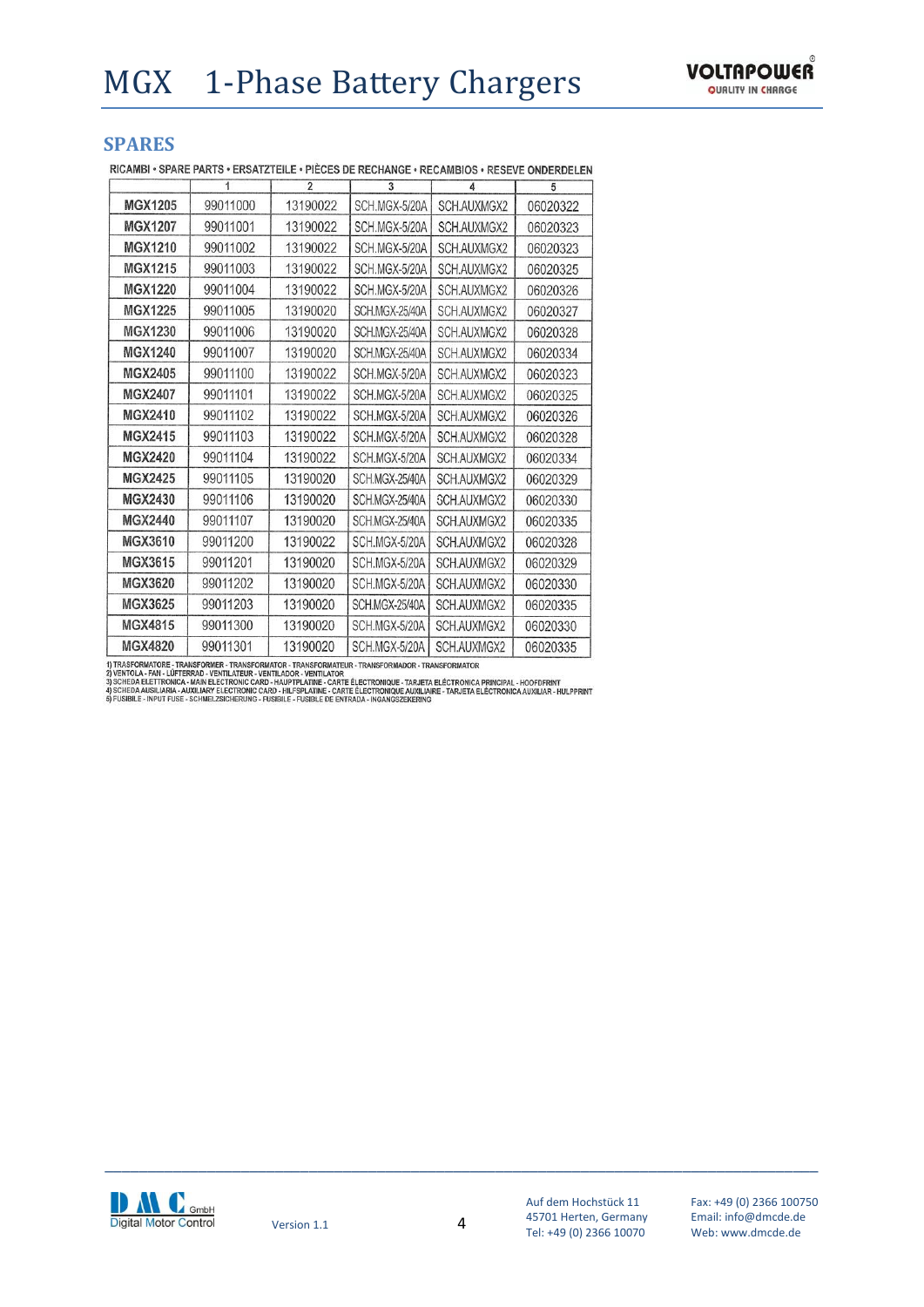## SPARES

RICAMBI • SPARE PARTS • ERSATZTEILE • PIÈCES DE RECHANGE • RECAMBIOS • RESEVE ONDERDELEN

| | 1 | 2 | 3 | 4 | 5 |
|---|---|---|---|---|---|
| **MGX1205** | 99011000 | 13190022 | SCH.MGX-5/20A | SCH.AUXMGX2 | 06020322 |
| **MGX1207** | 99011001 | 13190022 | SCH.MGX-5/20A | SCH.AUXMGX2 | 06020323 |
| **MGX1210** | 99011002 | 13190022 | SCH.MGX-5/20A | SCH.AUXMGX2 | 06020323 |
| **MGX1215** | 99011003 | 13190022 | SCH.MGX-5/20A | SCH.AUXMGX2 | 06020325 |
| **MGX1220** | 99011004 | 13190022 | SCH.MGX-5/20A | SCH.AUXMGX2 | 06020326 |
| **MGX1225** | 99011005 | 13190020 | SCH.MGX-25/40A | SCH.AUXMGX2 | 06020327 |
| **MGX1230** | 99011006 | 13190020 | SCH.MGX-25/40A | SCH.AUXMGX2 | 06020328 |
| **MGX1240** | 99011007 | 13190020 | SCH.MGX-25/40A | SCH.AUXMGX2 | 06020334 |
| **MGX2405** | 99011100 | 13190022 | SCH.MGX-5/20A | SCH.AUXMGX2 | 06020323 |
| **MGX2407** | 99011101 | 13190022 | SCH.MGX-5/20A | SCH.AUXMGX2 | 06020325 |
| **MGX2410** | 99011102 | 13190022 | SCH.MGX-5/20A | SCH.AUXMGX2 | 06020326 |
| **MGX2415** | 99011103 | 13190022 | SCH.MGX-5/20A | SCH.AUXMGX2 | 06020328 |
| **MGX2420** | 99011104 | 13190022 | SCH.MGX-5/20A | SCH.AUXMGX2 | 06020334 |
| **MGX2425** | 99011105 | 13190020 | SCH.MGX-25/40A | SCH.AUXMGX2 | 06020329 |
| **MGX2430** | 99011106 | 13190020 | SCH.MGX-25/40A | SCH.AUXMGX2 | 06020330 |
| **MGX2440** | 99011107 | 13190020 | SCH.MGX-25/40A | SCH.AUXMGX2 | 06020335 |
| **MGX3610** | 99011200 | 13190022 | SCH.MGX-5/20A | SCH.AUXMGX2 | 06020328 |
| **MGX3615** | 99011201 | 13190020 | SCH.MGX-5/20A | SCH.AUXMGX2 | 06020329 |
| **MGX3620** | 99011202 | 13190020 | SCH.MGX-5/20A | SCH.AUXMGX2 | 06020330 |
| **MGX3625** | 99011203 | 13190020 | SCH.MGX-25/40A | SCH.AUXMGX2 | 06020335 |
| **MGX4815** | 99011300 | 13190020 | SCH.MGX-5/20A | SCH.AUXMGX2 | 06020330 |
| **MGX4820** | 99011301 | 13190020 | SCH.MGX-5/20A | SCH.AUXMGX2 | 06020335 |

1) TRASFORMATORE - TRANSFORMER - TRANSFORMATOR - TRANSFORMATEUR - TRANSFORMADOR - TRANSFORMATOR
2) VENTOLA - FAN - LÜFTERRAD - VENTILATEUR - VENTILADOR - VENTILATOR
3) SCHEDA ELETTRONICA - MAIN ELECTRONIC CARD - HAUPTPLATINE - CARTE ÉLECTRONIQUE - TARJETA ELÉCTRONICA PRINCIPAL - HOOFDPRINT
4) SCHEDA AUSILIARIA - AUXILIARY ELECTRONIC CARD - HILFSPLATINE - CARTE ÉLECTRONIQUE AUXILIAIRE - TARJETA ELÉCTRONICA AUXILIAR - HULPPRINT
5) FUSIBILE - INPUT FUSE - SCHMELZSICHERUNG - FUSIBLE - FUSIBLE DE ENTRADA - INGANGSZEKERING